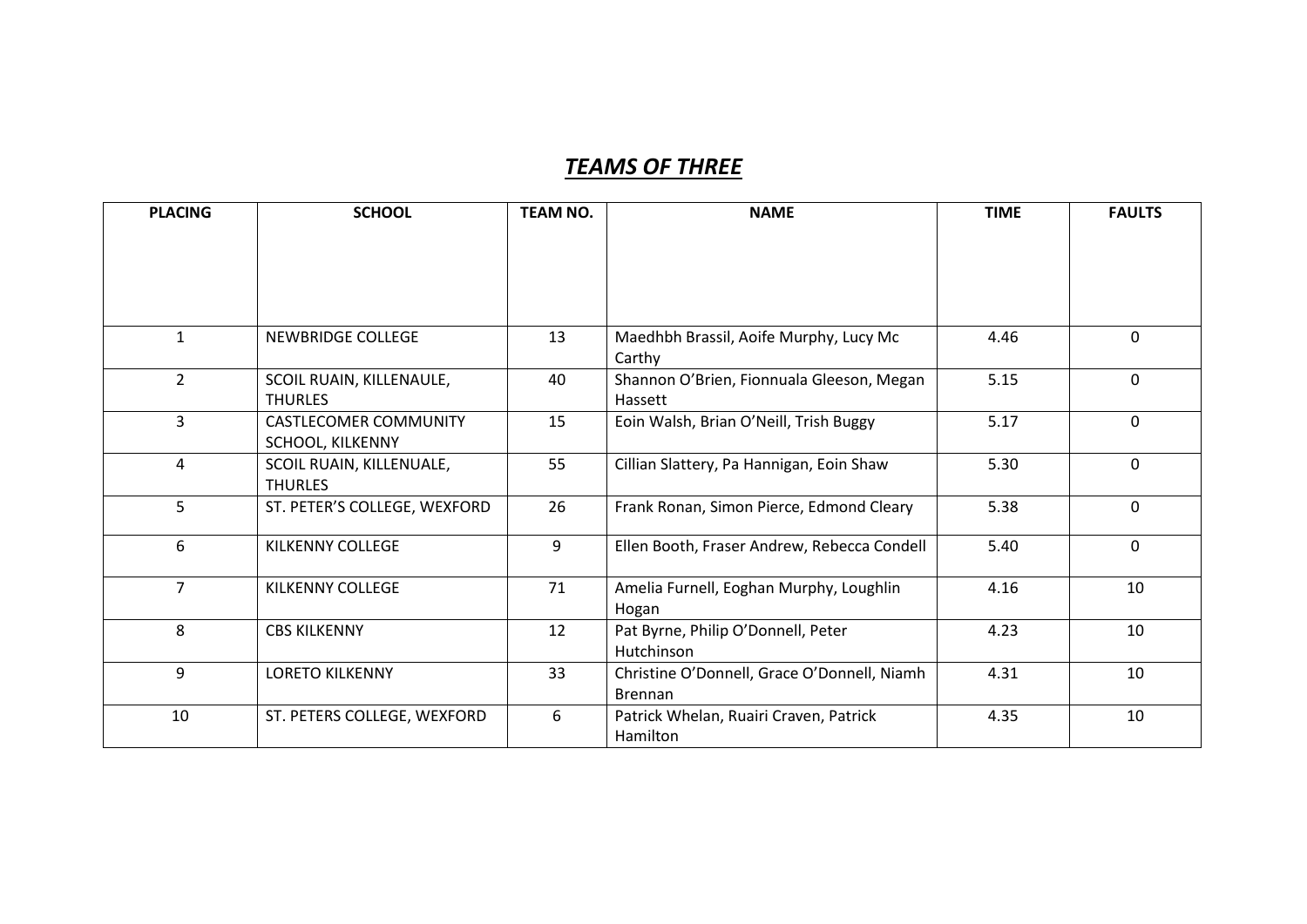## ***TEAMS OF THREE***

| PLACING | SCHOOL | TEAM NO. | NAME | TIME | FAULTS |
|---|---|---|---|---|---|
| 1 | NEWBRIDGE COLLEGE | 13 | Maedhbh Brassil, Aoife Murphy, Lucy Mc Carthy | 4.46 | 0 |
| 2 | SCOIL RUAIN, KILLENAULE, THURLES | 40 | Shannon O'Brien, Fionnuala Gleeson, Megan Hassett | 5.15 | 0 |
| 3 | CASTLECOMER COMMUNITY SCHOOL, KILKENNY | 15 | Eoin Walsh, Brian O'Neill, Trish Buggy | 5.17 | 0 |
| 4 | SCOIL RUAIN, KILLENUALE, THURLES | 55 | Cillian Slattery, Pa Hannigan, Eoin Shaw | 5.30 | 0 |
| 5 | ST. PETER'S COLLEGE, WEXFORD | 26 | Frank Ronan, Simon Pierce, Edmond Cleary | 5.38 | 0 |
| 6 | KILKENNY COLLEGE | 9 | Ellen Booth, Fraser Andrew, Rebecca Condell | 5.40 | 0 |
| 7 | KILKENNY COLLEGE | 71 | Amelia Furnell, Eoghan Murphy, Loughlin Hogan | 4.16 | 10 |
| 8 | CBS KILKENNY | 12 | Pat Byrne, Philip O'Donnell, Peter Hutchinson | 4.23 | 10 |
| 9 | LORETO KILKENNY | 33 | Christine O'Donnell, Grace O'Donnell, Niamh Brennan | 4.31 | 10 |
| 10 | ST. PETERS COLLEGE, WEXFORD | 6 | Patrick Whelan, Ruairi Craven, Patrick Hamilton | 4.35 | 10 |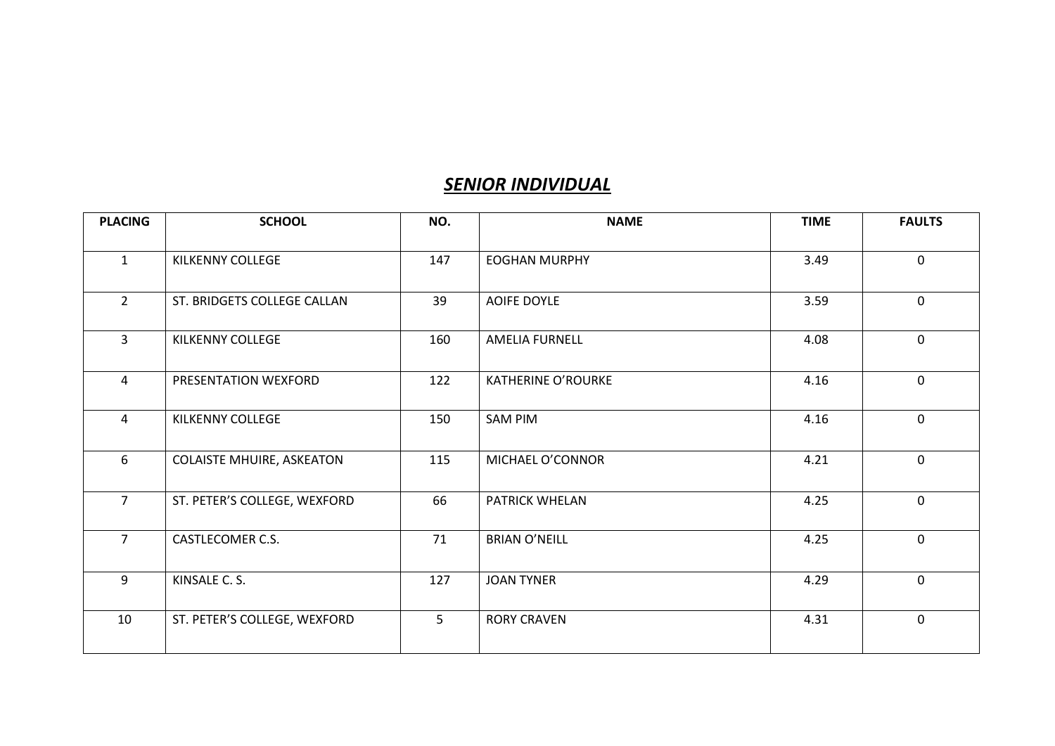## ***SENIOR INDIVIDUAL***

| PLACING | SCHOOL | NO. | NAME | TIME | FAULTS |
|---|---|---|---|---|---|
| 1 | KILKENNY COLLEGE | 147 | EOGHAN MURPHY | 3.49 | 0 |
| 2 | ST. BRIDGETS COLLEGE CALLAN | 39 | AOIFE DOYLE | 3.59 | 0 |
| 3 | KILKENNY COLLEGE | 160 | AMELIA FURNELL | 4.08 | 0 |
| 4 | PRESENTATION WEXFORD | 122 | KATHERINE O'ROURKE | 4.16 | 0 |
| 4 | KILKENNY COLLEGE | 150 | SAM PIM | 4.16 | 0 |
| 6 | COLAISTE MHUIRE, ASKEATON | 115 | MICHAEL O'CONNOR | 4.21 | 0 |
| 7 | ST. PETER'S COLLEGE, WEXFORD | 66 | PATRICK WHELAN | 4.25 | 0 |
| 7 | CASTLECOMER C.S. | 71 | BRIAN O'NEILL | 4.25 | 0 |
| 9 | KINSALE C. S. | 127 | JOAN TYNER | 4.29 | 0 |
| 10 | ST. PETER'S COLLEGE, WEXFORD | 5 | RORY CRAVEN | 4.31 | 0 |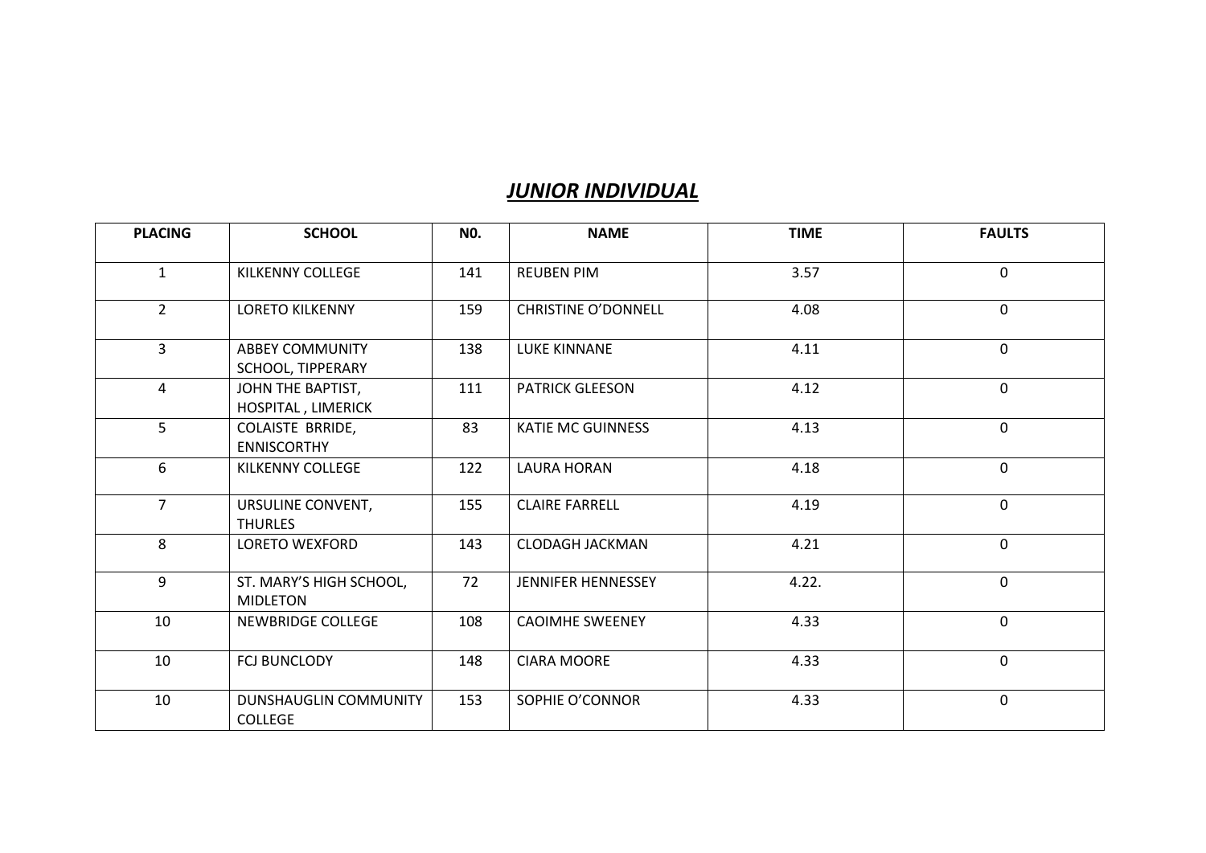## ***JUNIOR INDIVIDUAL***

| PLACING | SCHOOL | N0. | NAME | TIME | FAULTS |
|---|---|---|---|---|---|
| 1 | KILKENNY COLLEGE | 141 | REUBEN PIM | 3.57 | 0 |
| 2 | LORETO KILKENNY | 159 | CHRISTINE O'DONNELL | 4.08 | 0 |
| 3 | ABBEY COMMUNITY SCHOOL, TIPPERARY | 138 | LUKE KINNANE | 4.11 | 0 |
| 4 | JOHN THE BAPTIST, HOSPITAL , LIMERICK | 111 | PATRICK GLEESON | 4.12 | 0 |
| 5 | COLAISTE BRRIDE, ENNISCORTHY | 83 | KATIE MC GUINNESS | 4.13 | 0 |
| 6 | KILKENNY COLLEGE | 122 | LAURA HORAN | 4.18 | 0 |
| 7 | URSULINE CONVENT, THURLES | 155 | CLAIRE FARRELL | 4.19 | 0 |
| 8 | LORETO WEXFORD | 143 | CLODAGH JACKMAN | 4.21 | 0 |
| 9 | ST. MARY'S HIGH SCHOOL, MIDLETON | 72 | JENNIFER HENNESSEY | 4.22. | 0 |
| 10 | NEWBRIDGE COLLEGE | 108 | CAOIMHE SWEENEY | 4.33 | 0 |
| 10 | FCJ BUNCLODY | 148 | CIARA MOORE | 4.33 | 0 |
| 10 | DUNSHAUGLIN COMMUNITY COLLEGE | 153 | SOPHIE O'CONNOR | 4.33 | 0 |